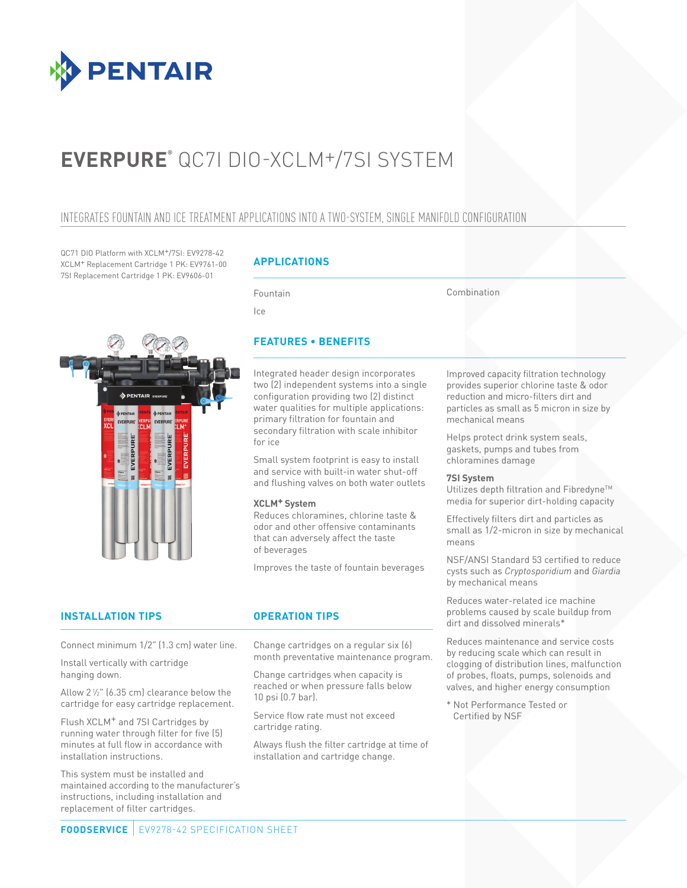# EVERPURE® QC7I DIO-XCLM+/7SI SYSTEM

## INTEGRATES FOUNTAIN AND ICE TREATMENT APPLICATIONS INTO A TWO-SYSTEM, SINGLE MANIFOLD CONFIGURATION

QC71 DIO Platform with XCLM+/7SI: EV9278-42
XCLM+ Replacement Cartridge 1 PK: EV9761-00
7SI Replacement Cartridge 1 PK: EV9606-01

### APPLICATIONS

- Fountain
- Ice
- Combination

### FEATURES • BENEFITS

Integrated header design incorporates two (2) independent systems into a single configuration providing two (2) distinct water qualities for multiple applications: primary filtration for fountain and secondary filtration with scale inhibitor for ice

Small system footprint is easy to install and service with built-in water shut-off and flushing valves on both water outlets

**XCLM+ System**
Reduces chloramines, chlorine taste & odor and other offensive contaminants that can adversely affect the taste of beverages

Improves the taste of fountain beverages

Improved capacity filtration technology provides superior chlorine taste & odor reduction and micro-filters dirt and particles as small as 5 micron in size by mechanical means

Helps protect drink system seals, gaskets, pumps and tubes from chloramines damage

**7SI System**
Utilizes depth filtration and Fibredyne™ media for superior dirt-holding capacity

Effectively filters dirt and particles as small as 1/2-micron in size by mechanical means

NSF/ANSI Standard 53 certified to reduce cysts such as *Cryptosporidium* and *Giardia* by mechanical means

Reduces water-related ice machine problems caused by scale buildup from dirt and dissolved minerals*

Reduces maintenance and service costs by reducing scale which can result in clogging of distribution lines, malfunction of probes, floats, pumps, solenoids and valves, and higher energy consumption

\* Not Performance Tested or Certified by NSF

### INSTALLATION TIPS

Connect minimum 1/2" (1.3 cm) water line.

Install vertically with cartridge hanging down.

Allow 2 ½" (6.35 cm) clearance below the cartridge for easy cartridge replacement.

Flush XCLM+ and 7SI Cartridges by running water through filter for five (5) minutes at full flow in accordance with installation instructions.

This system must be installed and maintained according to the manufacturer's instructions, including installation and replacement of filter cartridges.

### OPERATION TIPS

Change cartridges on a regular six (6) month preventative maintenance program.

Change cartridges when capacity is reached or when pressure falls below 10 psi (0.7 bar).

Service flow rate must not exceed cartridge rating.

Always flush the filter cartridge at time of installation and cartridge change.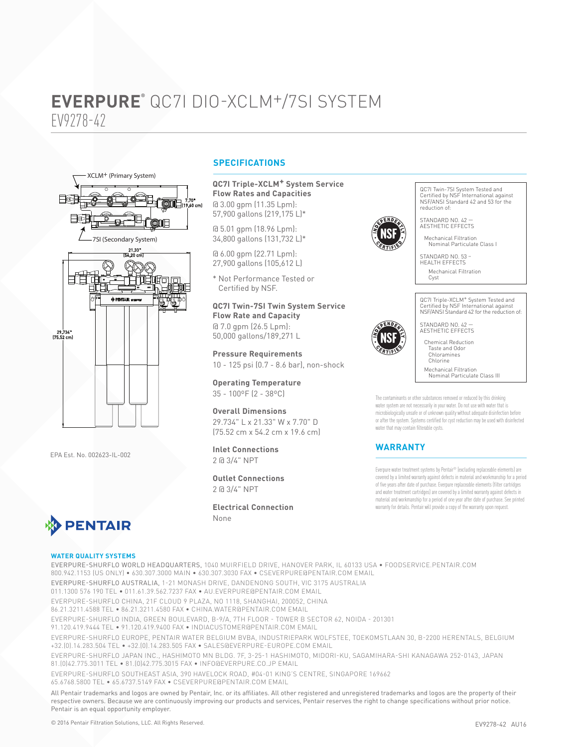# EVERPURE® QC7I DIO-XCLM+/7SI SYSTEM

EV9278-42

XCLM+ (Primary System)

7.70" (19,60 cm)

7SI (Secondary System)

21.33" (54,20 cm)

29.734" (75.52 cm)

EPA Est. No. 002623-IL-002

## SPECIFICATIONS

**QC7I Triple-XCLM+ System Service Flow Rates and Capacities**

@ 3.00 gpm (11.35 Lpm): 57,900 gallons (219,175 L)*

@ 5.01 gpm (18.96 Lpm): 34,800 gallons (131,732 L)*

@ 6.00 gpm (22.71 Lpm): 27,900 gallons (105,612 L)

\* Not Performance Tested or Certified by NSF.

**QC7I Twin-7SI Twin System Service Flow Rate and Capacity**

@ 7.0 gpm (26.5 Lpm): 50,000 gallons/189,271 L

**Pressure Requirements**

10 - 125 psi (0.7 - 8.6 bar), non-shock

**Operating Temperature**

35 - 100°F (2 - 38°C)

**Overall Dimensions**

29.734" L x 21.33" W x 7.70" D (75.52 cm x 54.2 cm x 19.6 cm)

**Inlet Connections**

2 @ 3/4" NPT

**Outlet Connections**

2 @ 3/4" NPT

**Electrical Connection**

None

QC7I Twin-7SI System Tested and Certified by NSF International against NSF/ANSI Standard 42 and 53 for the reduction of:

STANDARD NO. 42 — AESTHETIC EFFECTS

- Mechanical Filtration
  - Nominal Particulate Class I

STANDARD NO. 53 – HEALTH EFFECTS

- Mechanical Filtration
  - Cyst

QC7I Triple-XCLM+ System Tested and Certified by NSF International against NSF/ANSI Standard 42 for the reduction of:

STANDARD NO. 42 — AESTHETIC EFFECTS

- Chemical Reduction
  - Taste and Odor
  - Chloramines
  - Chlorine
- Mechanical Filtration
  - Nominal Particulate Class III

The contaminants or other substances removed or reduced by this drinking water system are not necessarily in your water. Do not use with water that is microbiologically unsafe or of unknown quality without adequate disinfection before or after the system. Systems certified for cyst reduction may be used with disinfected water that may contain filterable cysts.

## WARRANTY

Everpure water treatment systems by Pentair® (excluding replaceable elements) are covered by a limited warranty against defects in material and workmanship for a period of five years after date of purchase. Everpure replaceable elements (filter cartridges and water treatment cartridges) are covered by a limited warranty against defects in material and workmanship for a period of one year after date of purchase. See printed warranty for details. Pentair will provide a copy of the warranty upon request.

PENTAIR

**WATER QUALITY SYSTEMS**

EVERPURE-SHURFLO WORLD HEADQUARTERS, 1040 MUIRFIELD DRIVE, HANOVER PARK, IL 60133 USA • FOODSERVICE.PENTAIR.COM
800.942.1153 (US ONLY) • 630.307.3000 MAIN • 630.307.3030 FAX • CSEVERPURE@PENTAIR.COM EMAIL

EVERPURE-SHURFLO AUSTRALIA, 1-21 MONASH DRIVE, DANDENONG SOUTH, VIC 3175 AUSTRALIA
011.1300 576 190 TEL • 011.61.39.562.7237 FAX • AU.EVERPURE@PENTAIR.COM EMAIL

EVERPURE-SHURFLO CHINA, 21F CLOUD 9 PLAZA, NO 1118, SHANGHAI, 200052, CHINA
86.21.3211.4588 TEL • 86.21.3211.4580 FAX • CHINA.WATER@PENTAIR.COM EMAIL

EVERPURE-SHURFLO INDIA, GREEN BOULEVARD, B-9/A, 7TH FLOOR - TOWER B SECTOR 62, NOIDA - 201301
91.120.419.9444 TEL • 91.120.419.9400 FAX • INDIACUSTOMER@PENTAIR.COM EMAIL

EVERPURE-SHURFLO EUROPE, PENTAIR WATER BELGIUM BVBA, INDUSTRIEPARK WOLFSTEE, TOEKOMSTLAAN 30, B-2200 HERENTALS, BELGIUM
+32.(0).14.283.504 TEL • +32.(0).14.283.505 FAX • SALES@EVERPURE-EUROPE.COM EMAIL

EVERPURE-SHURFLO JAPAN INC., HASHIMOTO MN BLDG. 7F, 3-25-1 HASHIMOTO, MIDORI-KU, SAGAMIHARA-SHI KANAGAWA 252-0143, JAPAN
81.(0)42.775.3011 TEL • 81.(0)42.775.3015 FAX • INFO@EVERPURE.CO.JP EMAIL

EVERPURE-SHURFLO SOUTHEAST ASIA, 390 HAVELOCK ROAD, #04-01 KING'S CENTRE, SINGAPORE 169662
65.6768.5800 TEL • 65.6737.5149 FAX • CSEVERPURE@PENTAIR.COM EMAIL

All Pentair trademarks and logos are owned by Pentair, Inc. or its affiliates. All other registered and unregistered trademarks and logos are the property of their respective owners. Because we are continuously improving our products and services, Pentair reserves the right to change specifications without prior notice. Pentair is an equal opportunity employer.

© 2016 Pentair Filtration Solutions, LLC. All Rights Reserved.

EV9278-42 AU16